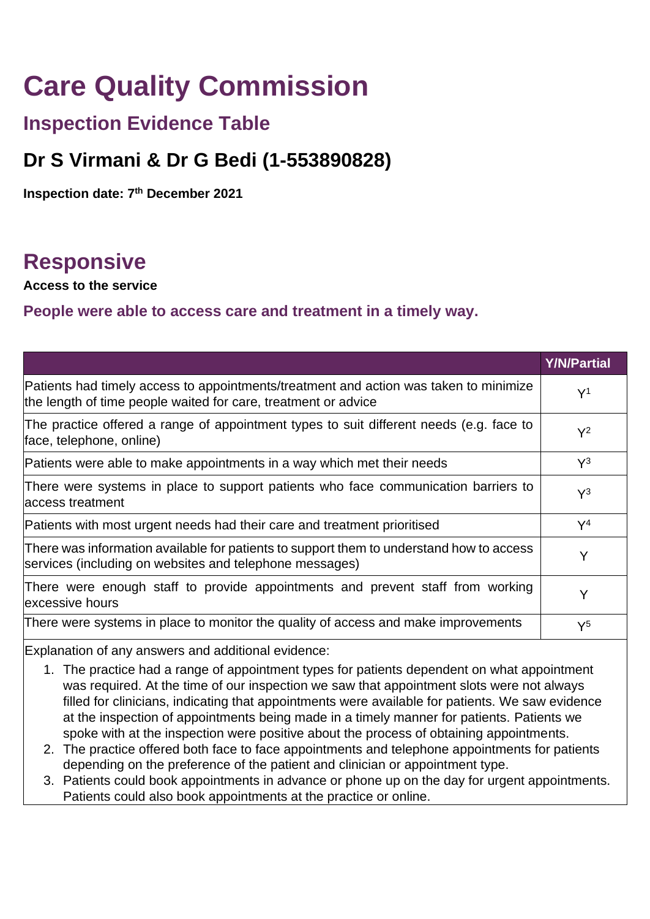# Care Quality Commission

## Inspection Evidence Table

## Dr S Virmani & Dr G Bedi (1-553890828)

**Inspection date: 7th December 2021**

# Responsive

**Access to the service**

### People were able to access care and treatment in a timely way.

| | Y/N/Partial |
|---|---|
| Patients had timely access to appointments/treatment and action was taken to minimize the length of time people waited for care, treatment or advice | Y[1] |
| The practice offered a range of appointment types to suit different needs (e.g. face to face, telephone, online) | Y[2] |
| Patients were able to make appointments in a way which met their needs | Y[3] |
| There were systems in place to support patients who face communication barriers to access treatment | Y[3] |
| Patients with most urgent needs had their care and treatment prioritised | Y[4] |
| There was information available for patients to support them to understand how to access services (including on websites and telephone messages) | Y |
| There were enough staff to provide appointments and prevent staff from working excessive hours | Y |
| There were systems in place to monitor the quality of access and make improvements | Y[5] |

Explanation of any answers and additional evidence:

1. The practice had a range of appointment types for patients dependent on what appointment was required. At the time of our inspection we saw that appointment slots were not always filled for clinicians, indicating that appointments were available for patients. We saw evidence at the inspection of appointments being made in a timely manner for patients. Patients we spoke with at the inspection were positive about the process of obtaining appointments.
2. The practice offered both face to face appointments and telephone appointments for patients depending on the preference of the patient and clinician or appointment type.
3. Patients could book appointments in advance or phone up on the day for urgent appointments. Patients could also book appointments at the practice or online.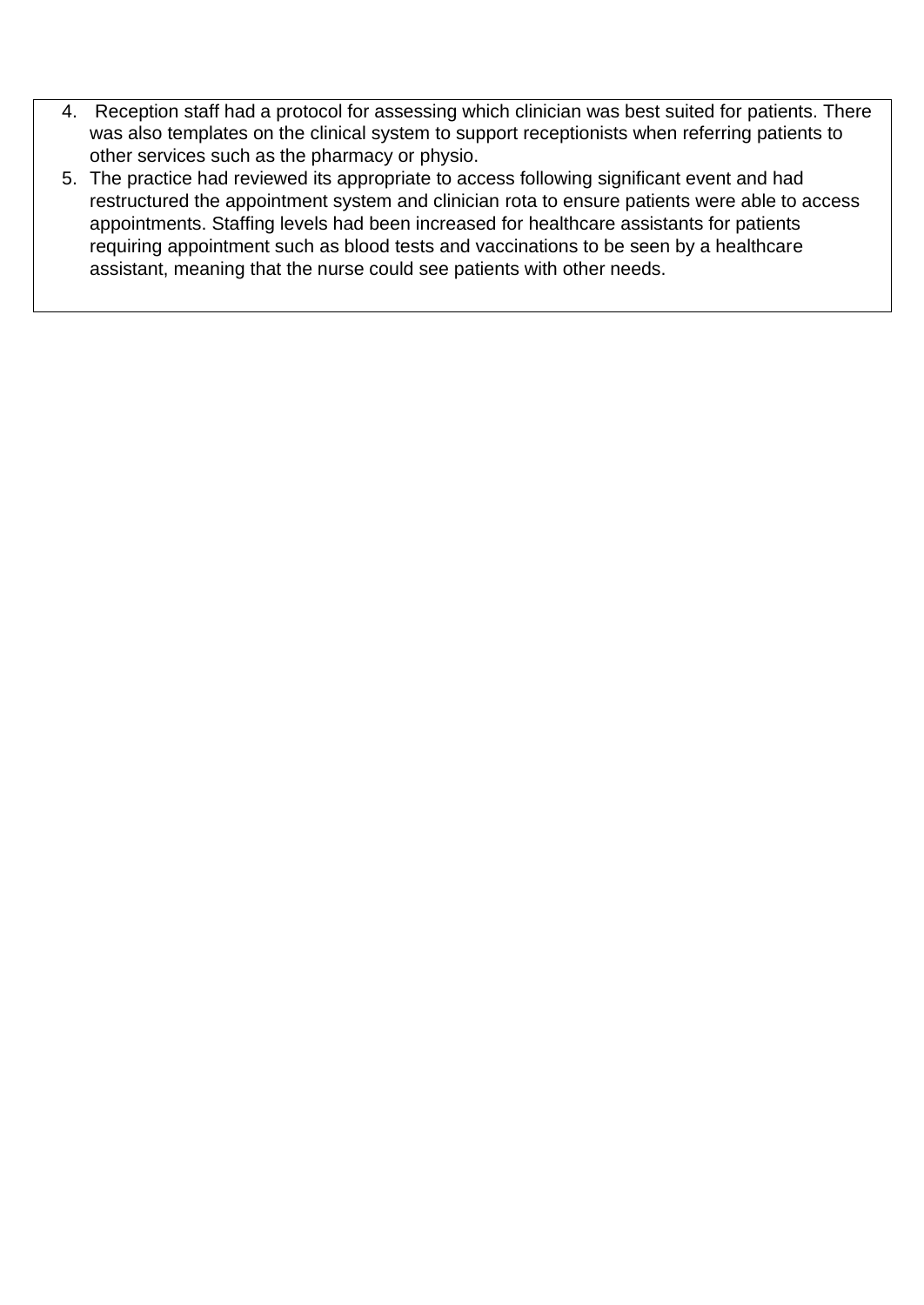4. Reception staff had a protocol for assessing which clinician was best suited for patients. There was also templates on the clinical system to support receptionists when referring patients to other services such as the pharmacy or physio.
5. The practice had reviewed its appropriate to access following significant event and had restructured the appointment system and clinician rota to ensure patients were able to access appointments. Staffing levels had been increased for healthcare assistants for patients requiring appointment such as blood tests and vaccinations to be seen by a healthcare assistant, meaning that the nurse could see patients with other needs.